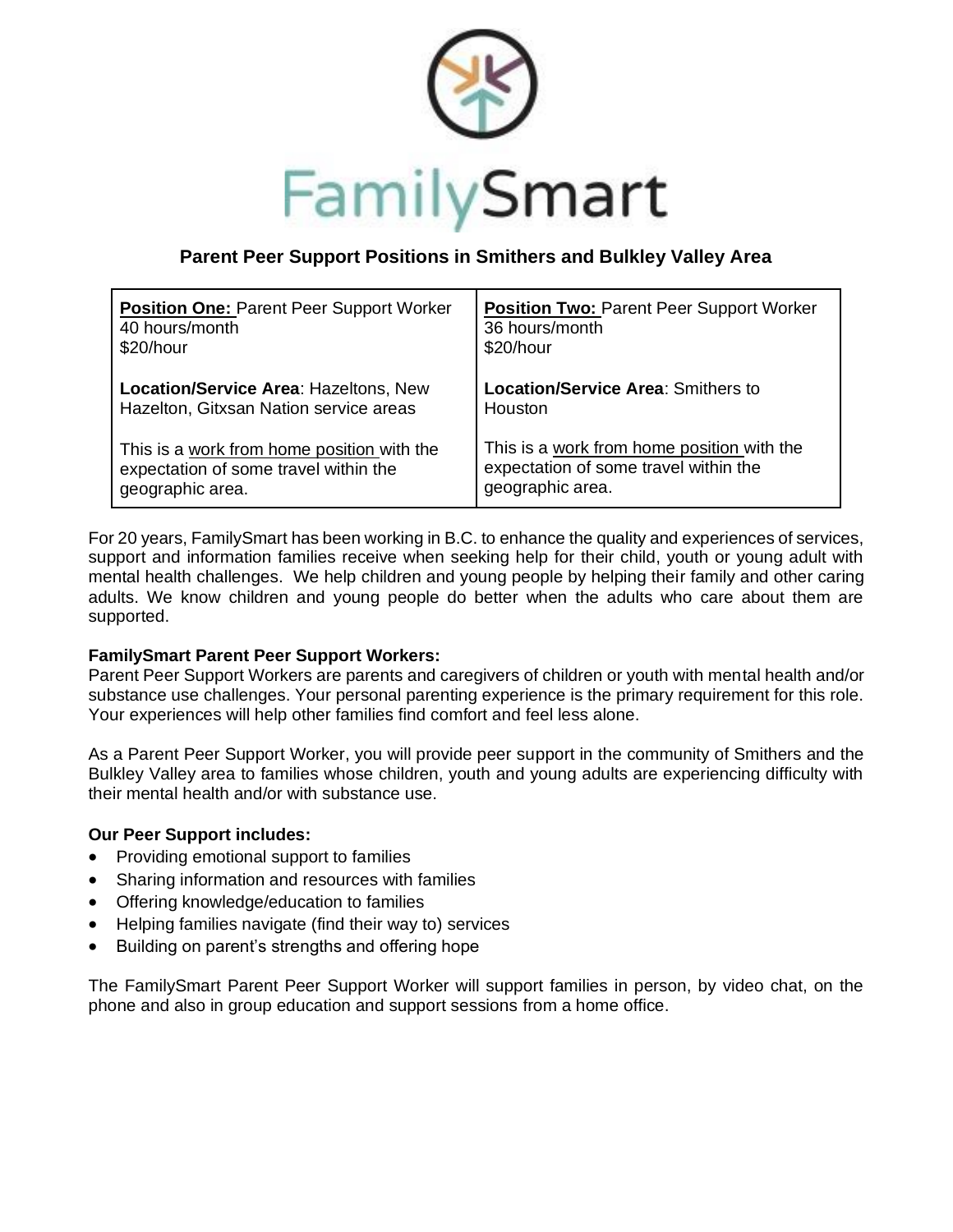# FamilySmart

## Parent Peer Support Positions in Smithers and Bulkley Valley Area

| **Position One:** Parent Peer Support Worker<br>40 hours/month<br>$20/hour<br><br>**Location/Service Area**: Hazeltons, New Hazelton, Gitxsan Nation service areas<br><br>This is a work from home position with the expectation of some travel within the geographic area. | **Position Two:** Parent Peer Support Worker<br>36 hours/month<br>$20/hour<br><br>**Location/Service Area**: Smithers to Houston<br><br>This is a work from home position with the expectation of some travel within the geographic area. |
|---|---|

For 20 years, FamilySmart has been working in B.C. to enhance the quality and experiences of services, support and information families receive when seeking help for their child, youth or young adult with mental health challenges. We help children and young people by helping their family and other caring adults. We know children and young people do better when the adults who care about them are supported.

**FamilySmart Parent Peer Support Workers:**
Parent Peer Support Workers are parents and caregivers of children or youth with mental health and/or substance use challenges. Your personal parenting experience is the primary requirement for this role. Your experiences will help other families find comfort and feel less alone.

As a Parent Peer Support Worker, you will provide peer support in the community of Smithers and the Bulkley Valley area to families whose children, youth and young adults are experiencing difficulty with their mental health and/or with substance use.

**Our Peer Support includes:**

- Providing emotional support to families
- Sharing information and resources with families
- Offering knowledge/education to families
- Helping families navigate (find their way to) services
- Building on parent's strengths and offering hope

The FamilySmart Parent Peer Support Worker will support families in person, by video chat, on the phone and also in group education and support sessions from a home office.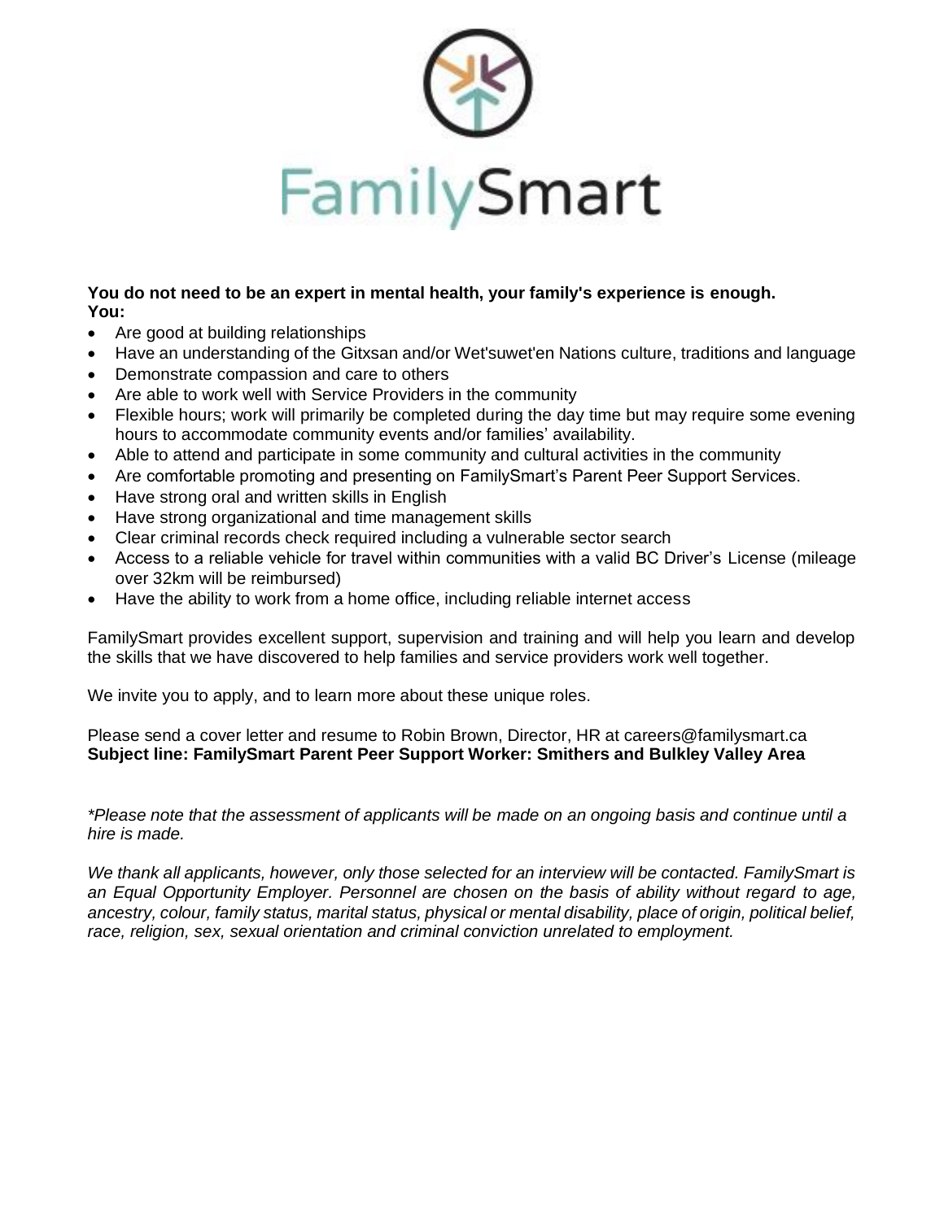FamilySmart

**You do not need to be an expert in mental health, your family's experience is enough.**
**You:**

- Are good at building relationships
- Have an understanding of the Gitxsan and/or Wet'suwet'en Nations culture, traditions and language
- Demonstrate compassion and care to others
- Are able to work well with Service Providers in the community
- Flexible hours; work will primarily be completed during the day time but may require some evening hours to accommodate community events and/or families' availability.
- Able to attend and participate in some community and cultural activities in the community
- Are comfortable promoting and presenting on FamilySmart's Parent Peer Support Services.
- Have strong oral and written skills in English
- Have strong organizational and time management skills
- Clear criminal records check required including a vulnerable sector search
- Access to a reliable vehicle for travel within communities with a valid BC Driver's License (mileage over 32km will be reimbursed)
- Have the ability to work from a home office, including reliable internet access

FamilySmart provides excellent support, supervision and training and will help you learn and develop the skills that we have discovered to help families and service providers work well together.

We invite you to apply, and to learn more about these unique roles.

Please send a cover letter and resume to Robin Brown, Director, HR at careers@familysmart.ca
**Subject line: FamilySmart Parent Peer Support Worker: Smithers and Bulkley Valley Area**

*\*Please note that the assessment of applicants will be made on an ongoing basis and continue until a hire is made.*

*We thank all applicants, however, only those selected for an interview will be contacted. FamilySmart is an Equal Opportunity Employer. Personnel are chosen on the basis of ability without regard to age, ancestry, colour, family status, marital status, physical or mental disability, place of origin, political belief, race, religion, sex, sexual orientation and criminal conviction unrelated to employment.*